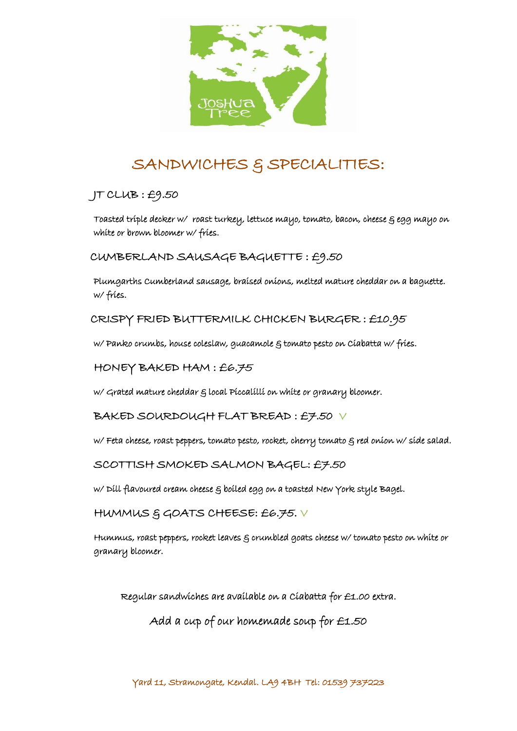# SANDWICHES & SPECIALITIES:

## JT CLUB : £9.50

Toasted triple decker w/ roast turkey, lettuce mayo, tomato, bacon, cheese & egg mayo on white or brown bloomer w/ fries.

## CUMBERLAND SAUSAGE BAGUETTE : £9.50

Plumgarths Cumberland sausage, braised onions, melted mature cheddar on a baguette. w/ fries.

## CRISPY FRIED BUTTERMILK CHICKEN BURGER : £10.95

w/ Panko crumbs, house coleslaw, guacamole & tomato pesto on Ciabatta w/ fries.

## HONEY BAKED HAM : £6.75

w/ Grated mature cheddar & local Piccalilli on white or granary bloomer.

## BAKED SOURDOUGH FLAT BREAD : £7.50 V

w/ Feta cheese, roast peppers, tomato pesto, rocket, cherry tomato & red onion w/ side salad.

## SCOTTISH SMOKED SALMON BAGEL: £7.50

w/ Dill flavoured cream cheese & boiled egg on a toasted New York style Bagel.

## HUMMUS & GOATS CHEESE: £6.75. V

Hummus, roast peppers, rocket leaves & crumbled goats cheese w/ tomato pesto on white or granary bloomer.

Regular sandwiches are available on a Ciabatta for £1.00 extra.

Add a cup of our homemade soup for £1.50

Yard 11, Stramongate, Kendal. LA9 4BH Tel: 01539 737223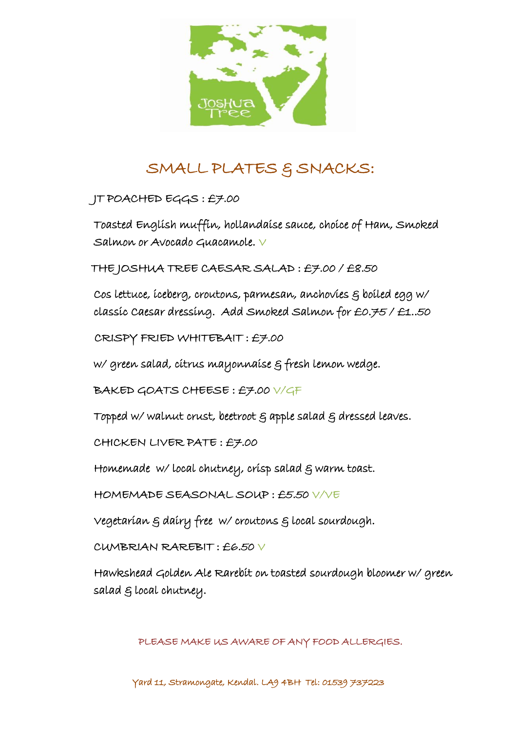Joshua Tree

## SMALL PLATES & SNACKS:

JT POACHED EGGS : £7.00

Toasted English muffin, hollandaise sauce, choice of Ham, Smoked Salmon or Avocado Guacamole. V

THE JOSHUA TREE CAESAR SALAD : £7.00 / £8.50

Cos lettuce, iceberg, croutons, parmesan, anchovies & boiled egg w/ classic Caesar dressing. Add Smoked Salmon for £0.75 / £1..50

CRISPY FRIED WHITEBAIT : £7.00

w/ green salad, citrus mayonnaise & fresh lemon wedge.

BAKED GOATS CHEESE : £7.00 V/GF

Topped w/ walnut crust, beetroot & apple salad & dressed leaves.

CHICKEN LIVER PATE : £7.00

Homemade w/ local chutney, crisp salad & warm toast.

HOMEMADE SEASONAL SOUP : £5.50 V/VE

Vegetarian & dairy free w/ croutons & local sourdough.

CUMBRIAN RAREBIT : £6.50 V

Hawkshead Golden Ale Rarebit on toasted sourdough bloomer w/ green salad & local chutney.

PLEASE MAKE US AWARE OF ANY FOOD ALLERGIES.

Yard 11, Stramongate, Kendal. LA9 4BH Tel: 01539 737223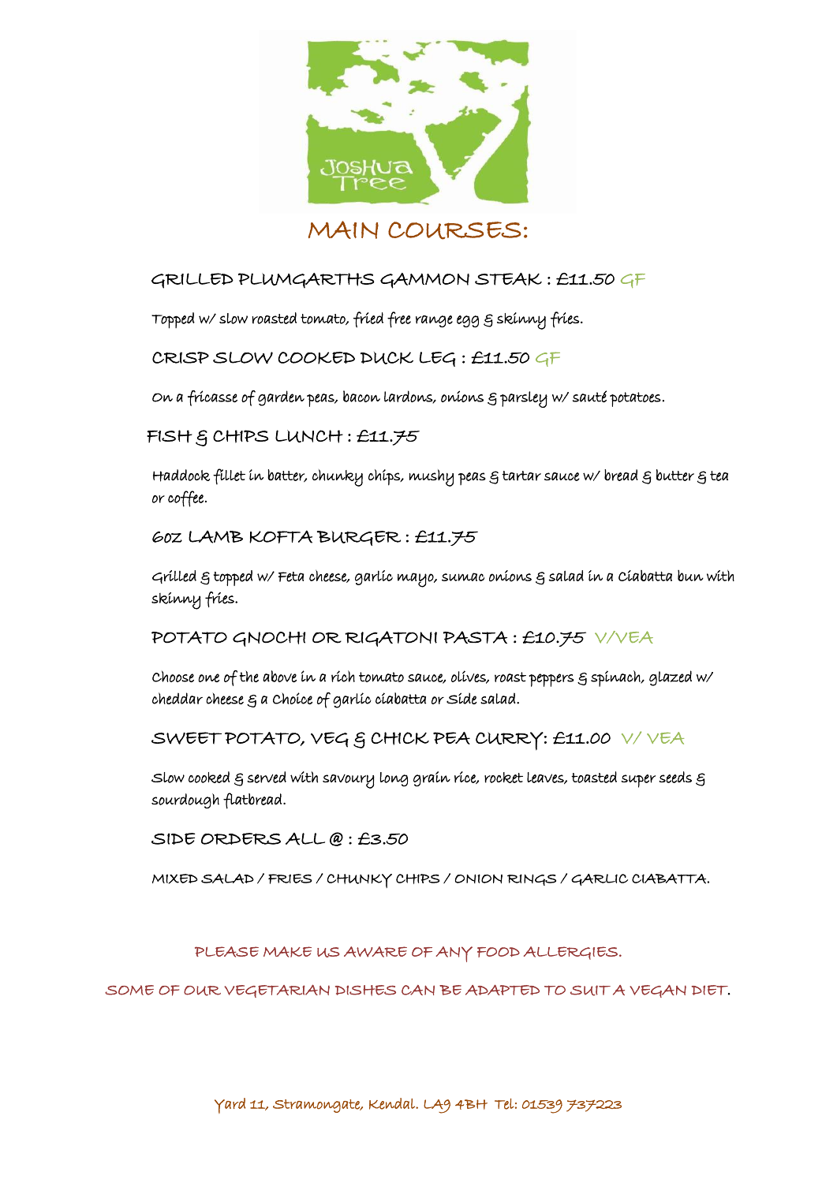# MAIN COURSES:

### GRILLED PLUMGARTHS GAMMON STEAK : £11.50 GF

Topped w/ slow roasted tomato, fried free range egg & skinny fries.

### CRISP SLOW COOKED DUCK LEG : £11.50 GF

On a fricasse of garden peas, bacon lardons, onions & parsley w/ sauté potatoes.

### FISH & CHIPS LUNCH : £11.75

Haddock fillet in batter, chunky chips, mushy peas & tartar sauce w/ bread & butter & tea or coffee.

### 6oz LAMB KOFTA BURGER : £11.75

Grilled & topped w/ Feta cheese, garlic mayo, sumac onions & salad in a Ciabatta bun with skinny fries.

### POTATO GNOCHI OR RIGATONI PASTA : £10.75 V/VEA

Choose one of the above in a rich tomato sauce, olives, roast peppers & spinach, glazed w/ cheddar cheese & a Choice of garlic ciabatta or Side salad.

### SWEET POTATO, VEG & CHICK PEA CURRY: £11.00 V/ VEA

Slow cooked & served with savoury long grain rice, rocket leaves, toasted super seeds & sourdough flatbread.

### SIDE ORDERS ALL @ : £3.50

MIXED SALAD / FRIES / CHUNKY CHIPS / ONION RINGS / GARLIC CIABATTA.

PLEASE MAKE US AWARE OF ANY FOOD ALLERGIES.

SOME OF OUR VEGETARIAN DISHES CAN BE ADAPTED TO SUIT A VEGAN DIET.

Yard 11, Stramongate, Kendal. LA9 4BH Tel: 01539 737223